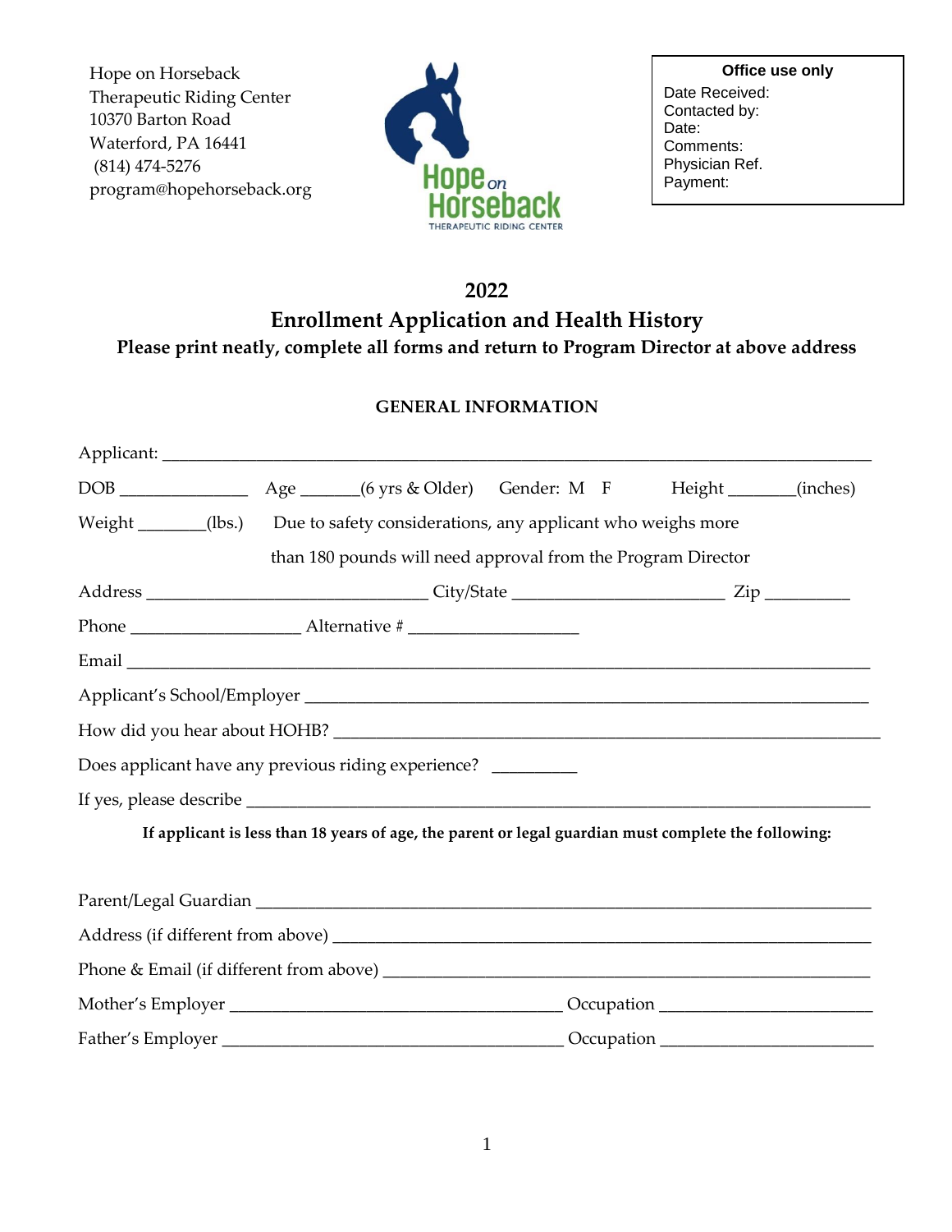Hope on Horseback
Therapeutic Riding Center
10370 Barton Road
Waterford, PA 16441
(814) 474-5276
program@hopehorseback.org

Hope on Horseback
THERAPEUTIC RIDING CENTER

| Office use only |
|---|
| Date Received: |
| Contacted by: |
| Date: |
| Comments: |
| Physician Ref. |
| Payment: |

# 2022

## Enrollment Application and Health History

**Please print neatly, complete all forms and return to Program Director at above address**

### GENERAL INFORMATION

Applicant: ___________________________________________________________________________

DOB ______________ Age ______(6 yrs & Older) Gender: M F Height _______(inches)

Weight _______(lbs.) Due to safety considerations, any applicant who weighs more than 180 pounds will need approval from the Program Director

Address ______________________________ City/State _______________________ Zip _________

Phone ___________________ Alternative # ___________________

Email ______________________________________________________________________________

Applicant's School/Employer _____________________________________________________________

How did you hear about HOHB? ___________________________________________________________

Does applicant have any previous riding experience? _________

If yes, please describe __________________________________________________________________

**If applicant is less than 18 years of age, the parent or legal guardian must complete the following:**

Parent/Legal Guardian ___________________________________________________________________

Address (if different from above) _________________________________________________________

Phone & Email (if different from above) ___________________________________________________

Mother's Employer _____________________________________ Occupation _______________________

Father's Employer ______________________________________ Occupation _______________________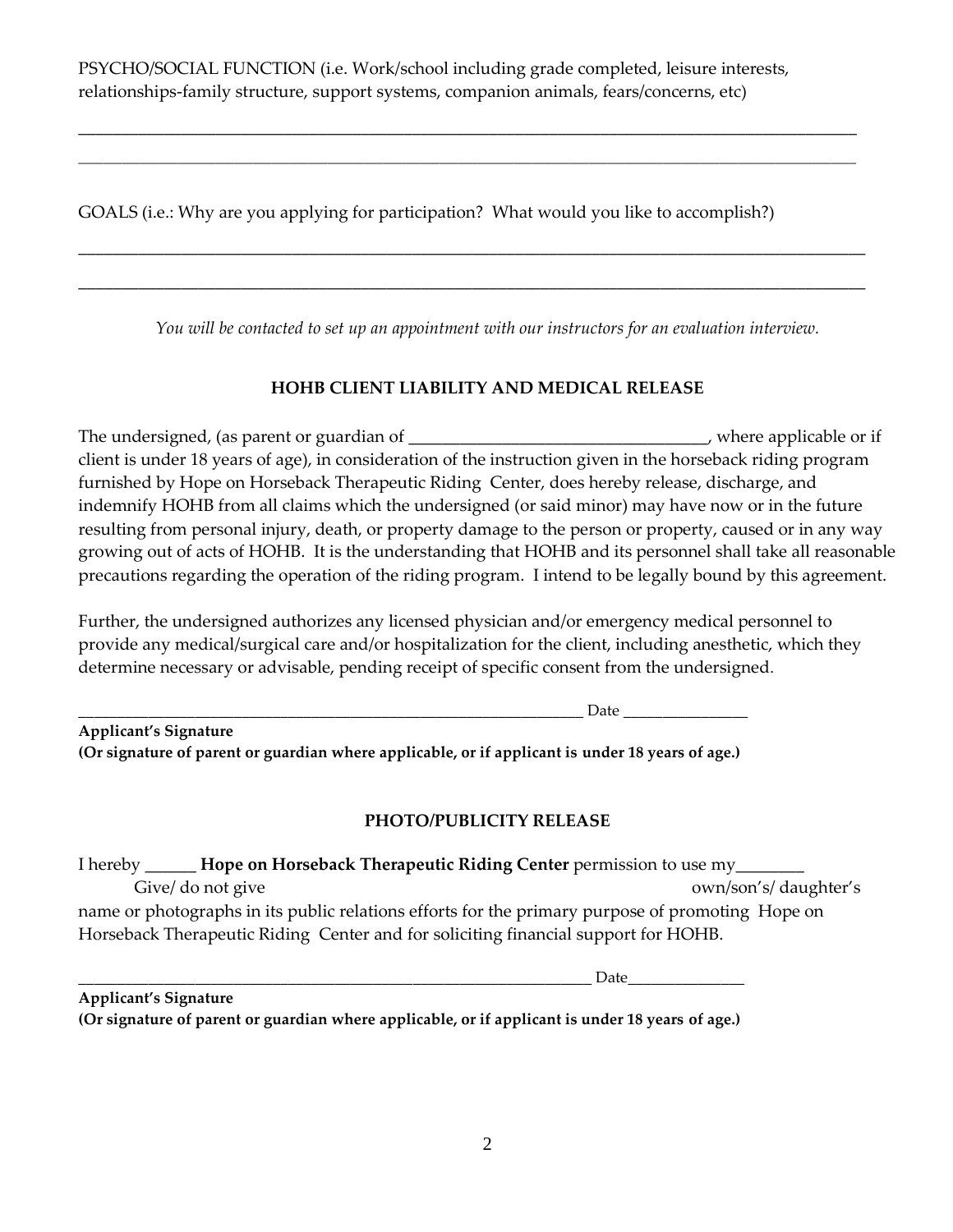PSYCHO/SOCIAL FUNCTION (i.e. Work/school including grade completed, leisure interests, relationships-family structure, support systems, companion animals, fears/concerns, etc)

_______________________________________________________________________________________________

_______________________________________________________________________________________________

GOALS (i.e.: Why are you applying for participation? What would you like to accomplish?)

_______________________________________________________________________________________________

_______________________________________________________________________________________________

*You will be contacted to set up an appointment with our instructors for an evaluation interview.*

**HOHB CLIENT LIABILITY AND MEDICAL RELEASE**

The undersigned, (as parent or guardian of ___________________________________, where applicable or if client is under 18 years of age), in consideration of the instruction given in the horseback riding program furnished by Hope on Horseback Therapeutic Riding Center, does hereby release, discharge, and indemnify HOHB from all claims which the undersigned (or said minor) may have now or in the future resulting from personal injury, death, or property damage to the person or property, caused or in any way growing out of acts of HOHB. It is the understanding that HOHB and its personnel shall take all reasonable precautions regarding the operation of the riding program. I intend to be legally bound by this agreement.

Further, the undersigned authorizes any licensed physician and/or emergency medical personnel to provide any medical/surgical care and/or hospitalization for the client, including anesthetic, which they determine necessary or advisable, pending receipt of specific consent from the undersigned.

_________________________________________________________________ Date ________________

**Applicant's Signature**
**(Or signature of parent or guardian where applicable, or if applicant is under 18 years of age.)**

**PHOTO/PUBLICITY RELEASE**

I hereby ______ **Hope on Horseback Therapeutic Riding Center** permission to use my________
Give/ do not give own/son's/ daughter's
name or photographs in its public relations efforts for the primary purpose of promoting Hope on Horseback Therapeutic Riding Center and for soliciting financial support for HOHB.

__________________________________________________________________ Date_______________

**Applicant's Signature**
**(Or signature of parent or guardian where applicable, or if applicant is under 18 years of age.)**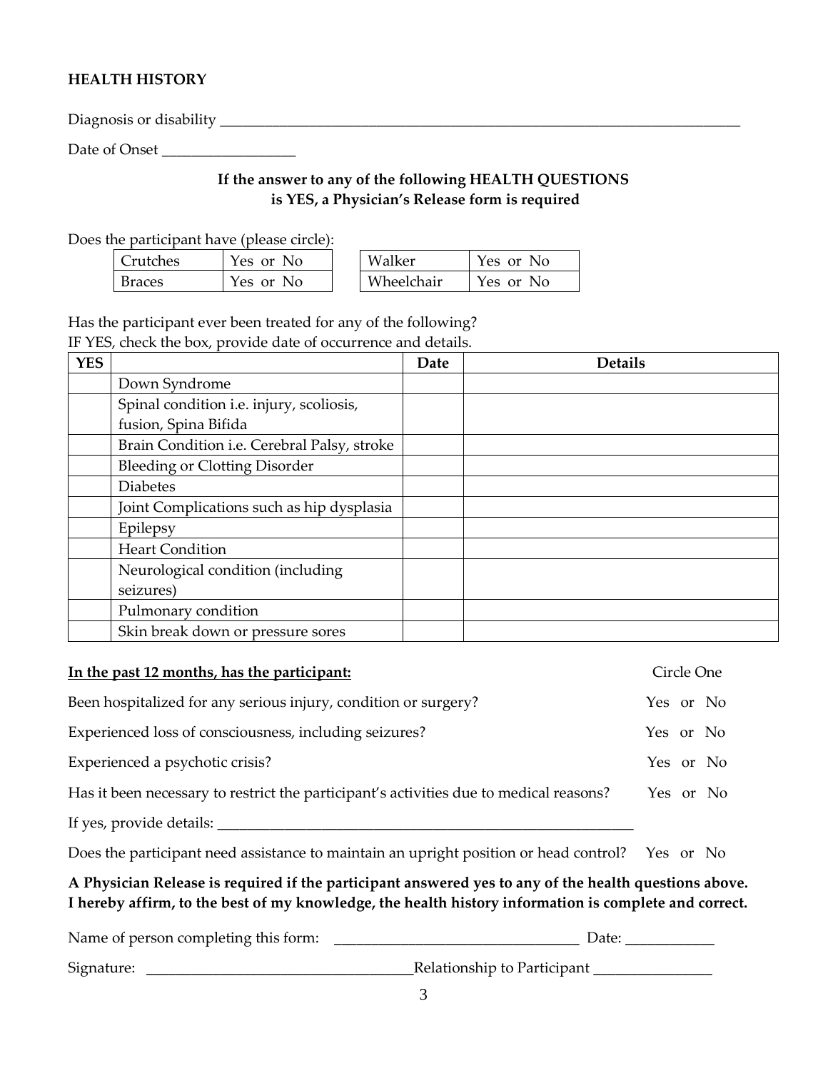## HEALTH HISTORY

Diagnosis or disability ___________________________________________________________________________

Date of Onset __________________

**If the answer to any of the following HEALTH QUESTIONS is YES, a Physician's Release form is required**

Does the participant have (please circle):

| Crutches | Yes or No |
|---|---|
| Braces | Yes or No |

| Walker | Yes or No |
|---|---|
| Wheelchair | Yes or No |

Has the participant ever been treated for any of the following?
IF YES, check the box, provide date of occurrence and details.

| YES | | Date | Details |
|---|---|---|---|
| | Down Syndrome | | |
| | Spinal condition i.e. injury, scoliosis, fusion, Spina Bifida | | |
| | Brain Condition i.e. Cerebral Palsy, stroke | | |
| | Bleeding or Clotting Disorder | | |
| | Diabetes | | |
| | Joint Complications such as hip dysplasia | | |
| | Epilepsy | | |
| | Heart Condition | | |
| | Neurological condition (including seizures) | | |
| | Pulmonary condition | | |
| | Skin break down or pressure sores | | |

**In the past 12 months, has the participant:** Circle One

Been hospitalized for any serious injury, condition or surgery? Yes or No

Experienced loss of consciousness, including seizures? Yes or No

Experienced a psychotic crisis? Yes or No

Has it been necessary to restrict the participant's activities due to medical reasons? Yes or No

If yes, provide details: ___________________________________________________________

Does the participant need assistance to maintain an upright position or head control? Yes or No

**A Physician Release is required if the participant answered yes to any of the health questions above. I hereby affirm, to the best of my knowledge, the health history information is complete and correct.**

Name of person completing this form: __________________________________ Date: ____________

Signature: ____________________________________Relationship to Participant ________________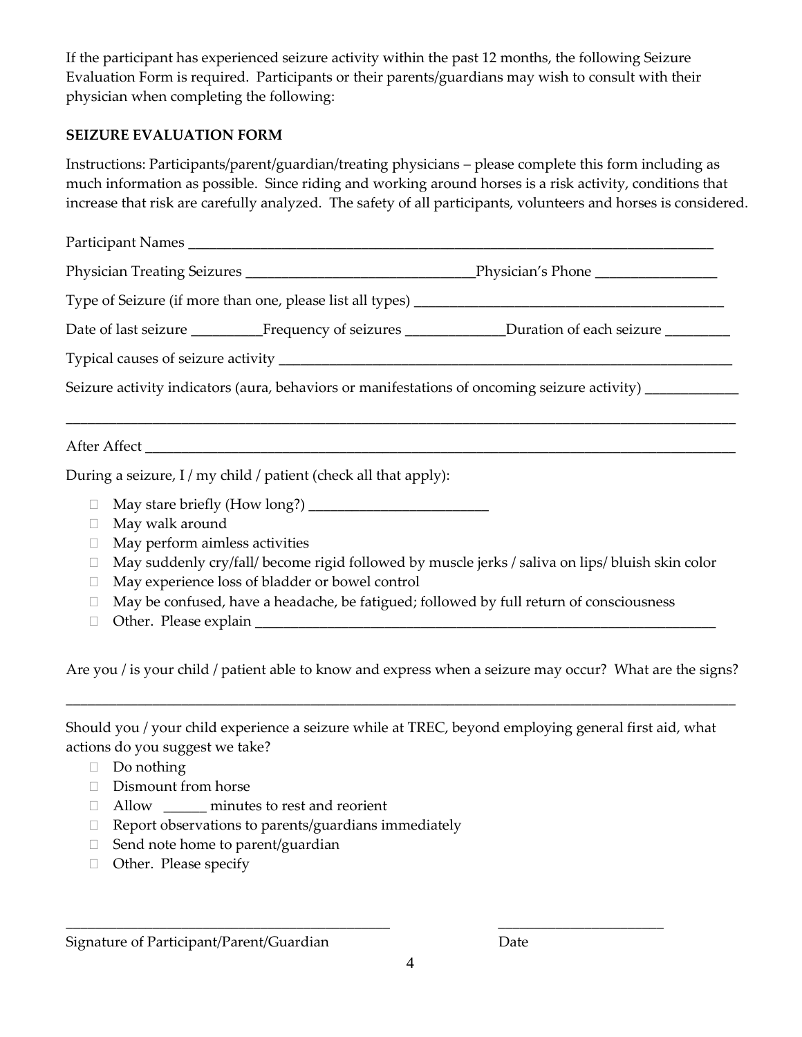If the participant has experienced seizure activity within the past 12 months, the following Seizure Evaluation Form is required. Participants or their parents/guardians may wish to consult with their physician when completing the following:

**SEIZURE EVALUATION FORM**

Instructions: Participants/parent/guardian/treating physicians – please complete this form including as much information as possible. Since riding and working around horses is a risk activity, conditions that increase that risk are carefully analyzed. The safety of all participants, volunteers and horses is considered.

Participant Names ___________________________________________________________________________

Physician Treating Seizures ________________________________ Physician's Phone ________________

Type of Seizure (if more than one, please list all types) ___________________________________________

Date of last seizure __________ Frequency of seizures ______________ Duration of each seizure _________

Typical causes of seizure activity _______________________________________________________________

Seizure activity indicators (aura, behaviors or manifestations of oncoming seizure activity) _____________

_____________________________________________________________________________________________

After Affect ___________________________________________________________________________________

During a seizure, I / my child / patient (check all that apply):

- ☐ May stare briefly (How long?) _________________________
- ☐ May walk around
- ☐ May perform aimless activities
- ☐ May suddenly cry/fall/ become rigid followed by muscle jerks / saliva on lips/ bluish skin color
- ☐ May experience loss of bladder or bowel control
- ☐ May be confused, have a headache, be fatigued; followed by full return of consciousness
- ☐ Other. Please explain ____________________________________________________________________

Are you / is your child / patient able to know and express when a seizure may occur? What are the signs?

_____________________________________________________________________________________________

Should you / your child experience a seizure while at TREC, beyond employing general first aid, what actions do you suggest we take?

- ☐ Do nothing
- ☐ Dismount from horse
- ☐ Allow ______ minutes to rest and reorient
- ☐ Report observations to parents/guardians immediately
- ☐ Send note home to parent/guardian
- ☐ Other. Please specify

_______________________________________________ _______________________

Signature of Participant/Parent/Guardian Date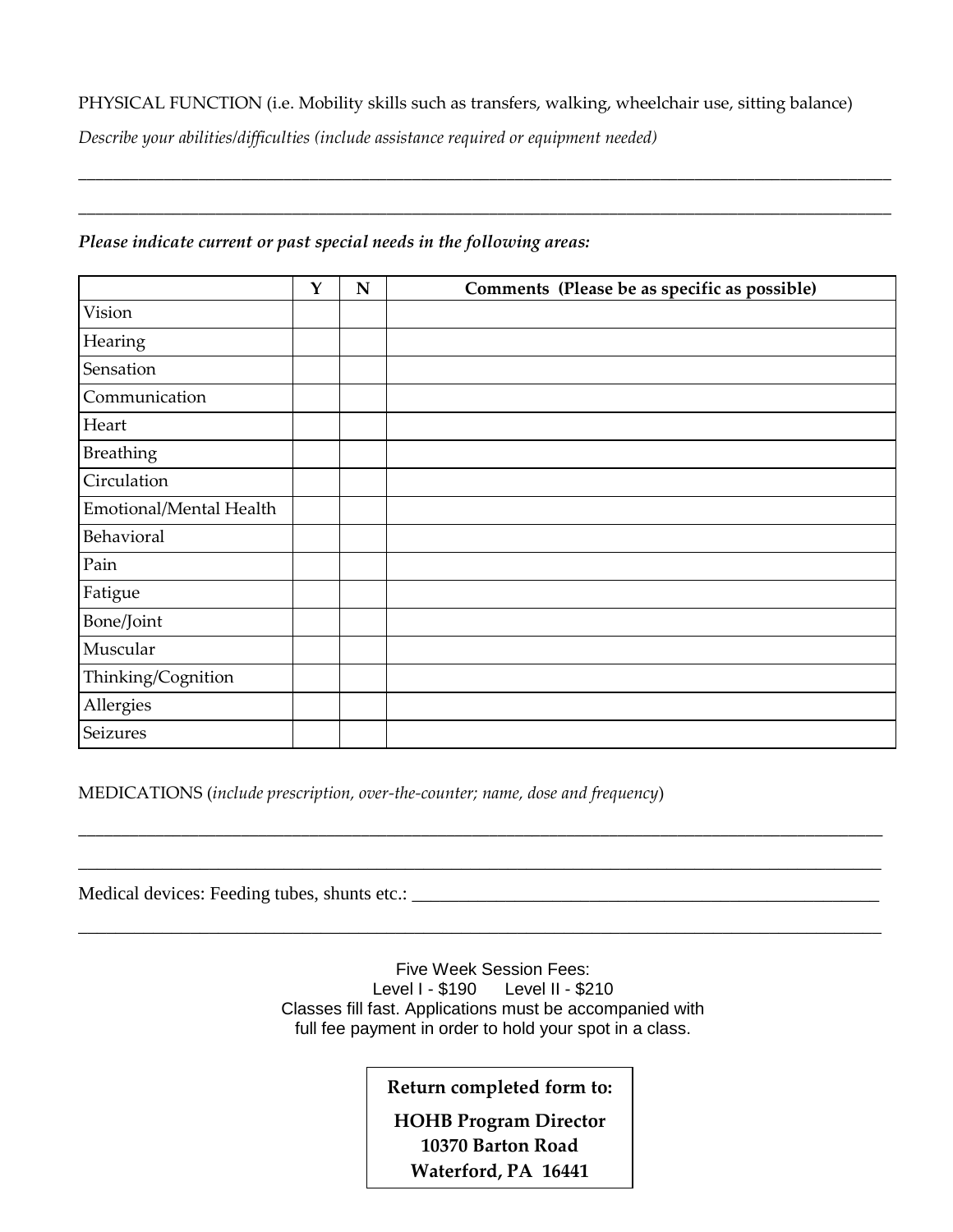PHYSICAL FUNCTION (i.e. Mobility skills such as transfers, walking, wheelchair use, sitting balance)

*Describe your abilities/difficulties (include assistance required or equipment needed)*

\_\_\_\_\_\_\_\_\_\_\_\_\_\_\_\_\_\_\_\_\_\_\_\_\_\_\_\_\_\_\_\_\_\_\_\_\_\_\_\_\_\_\_\_\_\_\_\_\_\_\_\_\_\_\_\_\_\_\_\_\_\_\_\_\_\_\_\_\_\_\_\_\_\_\_\_\_\_

\_\_\_\_\_\_\_\_\_\_\_\_\_\_\_\_\_\_\_\_\_\_\_\_\_\_\_\_\_\_\_\_\_\_\_\_\_\_\_\_\_\_\_\_\_\_\_\_\_\_\_\_\_\_\_\_\_\_\_\_\_\_\_\_\_\_\_\_\_\_\_\_\_\_\_\_\_\_

***Please indicate current or past special needs in the following areas:***

| | Y | N | Comments (Please be as specific as possible) |
|---|---|---|---|
| Vision | | | |
| Hearing | | | |
| Sensation | | | |
| Communication | | | |
| Heart | | | |
| Breathing | | | |
| Circulation | | | |
| Emotional/Mental Health | | | |
| Behavioral | | | |
| Pain | | | |
| Fatigue | | | |
| Bone/Joint | | | |
| Muscular | | | |
| Thinking/Cognition | | | |
| Allergies | | | |
| Seizures | | | |

MEDICATIONS (*include prescription, over-the-counter; name, dose and frequency*)

\_\_\_\_\_\_\_\_\_\_\_\_\_\_\_\_\_\_\_\_\_\_\_\_\_\_\_\_\_\_\_\_\_\_\_\_\_\_\_\_\_\_\_\_\_\_\_\_\_\_\_\_\_\_\_\_\_\_\_\_\_\_\_\_\_\_\_\_\_\_\_\_\_\_\_\_\_\_

\_\_\_\_\_\_\_\_\_\_\_\_\_\_\_\_\_\_\_\_\_\_\_\_\_\_\_\_\_\_\_\_\_\_\_\_\_\_\_\_\_\_\_\_\_\_\_\_\_\_\_\_\_\_\_\_\_\_\_\_\_\_\_\_\_\_\_\_\_\_\_\_\_\_\_\_\_\_

Medical devices: Feeding tubes, shunts etc.: \_\_\_\_\_\_\_\_\_\_\_\_\_\_\_\_\_\_\_\_\_\_\_\_\_\_\_\_\_\_\_\_\_\_\_\_\_\_\_\_\_\_\_\_

\_\_\_\_\_\_\_\_\_\_\_\_\_\_\_\_\_\_\_\_\_\_\_\_\_\_\_\_\_\_\_\_\_\_\_\_\_\_\_\_\_\_\_\_\_\_\_\_\_\_\_\_\_\_\_\_\_\_\_\_\_\_\_\_\_\_\_\_\_\_\_\_\_\_\_\_\_\_

Five Week Session Fees:
Level I - $190 Level II - $210
Classes fill fast. Applications must be accompanied with full fee payment in order to hold your spot in a class.

**Return completed form to:**

**HOHB Program Director**
**10370 Barton Road**
**Waterford, PA 16441**